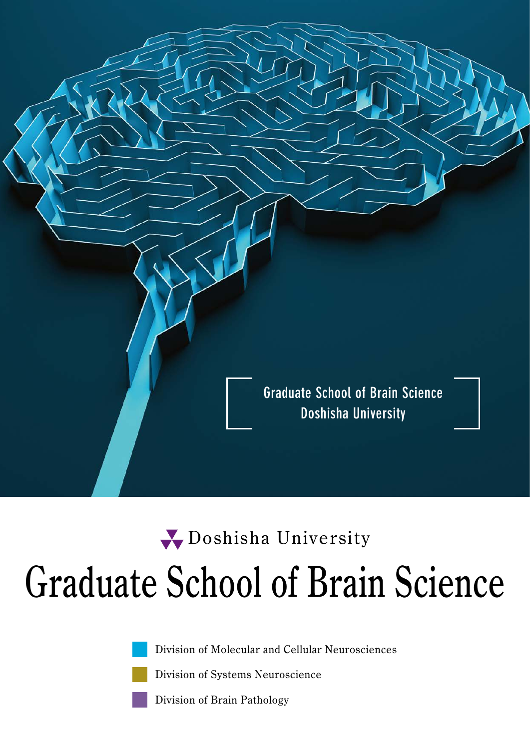Graduate School of Brain Science
Doshisha University

Doshisha University

# Graduate School of Brain Science

- Division of Molecular and Cellular Neurosciences
- Division of Systems Neuroscience
- Division of Brain Pathology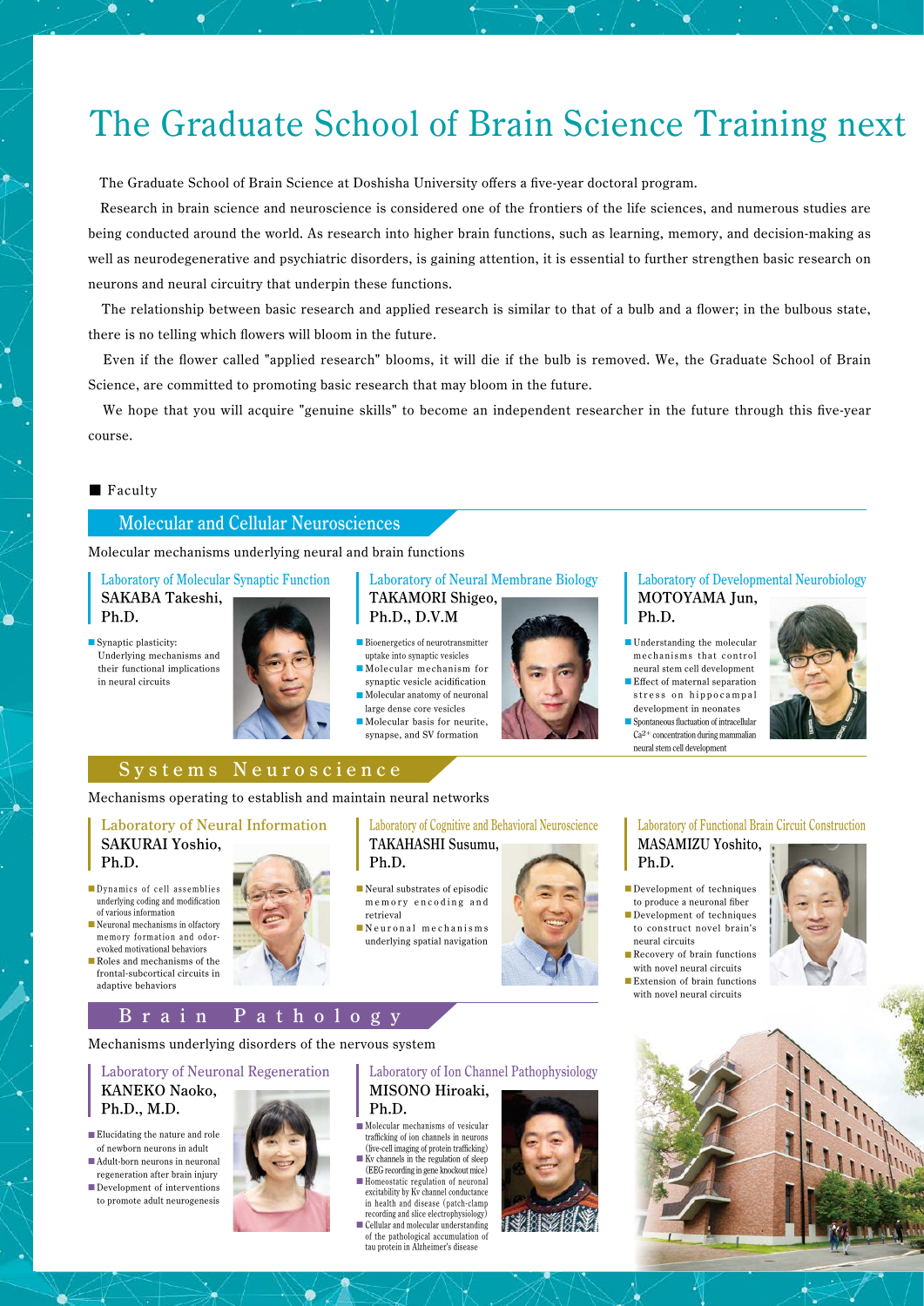# The Graduate School of Brain Science Training next

The Graduate School of Brain Science at Doshisha University offers a five-year doctoral program.

Research in brain science and neuroscience is considered one of the frontiers of the life sciences, and numerous studies are being conducted around the world. As research into higher brain functions, such as learning, memory, and decision-making as well as neurodegenerative and psychiatric disorders, is gaining attention, it is essential to further strengthen basic research on neurons and neural circuitry that underpin these functions.

The relationship between basic research and applied research is similar to that of a bulb and a flower; in the bulbous state, there is no telling which flowers will bloom in the future.

Even if the flower called "applied research" blooms, it will die if the bulb is removed. We, the Graduate School of Brain Science, are committed to promoting basic research that may bloom in the future.

We hope that you will acquire "genuine skills" to become an independent researcher in the future through this five-year course.

■ Faculty

## Molecular and Cellular Neurosciences

Molecular mechanisms underlying neural and brain functions

### Laboratory of Molecular Synaptic Function

**SAKABA Takeshi, Ph.D.**

- Synaptic plasticity: Underlying mechanisms and their functional implications in neural circuits

### Laboratory of Neural Membrane Biology

**TAKAMORI Shigeo, Ph.D., D.V.M**

- Bioenergetics of neurotransmitter uptake into synaptic vesicles
- Molecular mechanism for synaptic vesicle acidification
- Molecular anatomy of neuronal large dense core vesicles
- Molecular basis for neurite, synapse, and SV formation

### Laboratory of Developmental Neurobiology

**MOTOYAMA Jun, Ph.D.**

- Understanding the molecular mechanisms that control neural stem cell development
- Effect of maternal separation stress on hippocampal development in neonates
- Spontaneous fluctuation of intracellular $Ca^{2+}$ concentration during mammalian neural stem cell development

## Systems Neuroscience

Mechanisms operating to establish and maintain neural networks

### Laboratory of Neural Information

**SAKURAI Yoshio, Ph.D.**

- Dynamics of cell assemblies underlying coding and modification of various information
- Neuronal mechanisms in olfactory memory formation and odor-evoked motivational behaviors
- Roles and mechanisms of the frontal-subcortical circuits in adaptive behaviors

### Laboratory of Cognitive and Behavioral Neuroscience

**TAKAHASHI Susumu, Ph.D.**

- Neural substrates of episodic memory encoding and retrieval
- Neuronal mechanisms underlying spatial navigation

### Laboratory of Functional Brain Circuit Construction

**MASAMIZU Yoshito, Ph.D.**

- Development of techniques to produce a neuronal fiber
- Development of techniques to construct novel brain's neural circuits
- Recovery of brain functions with novel neural circuits
- Extension of brain functions with novel neural circuits

## Brain Pathology

Mechanisms underlying disorders of the nervous system

### Laboratory of Neuronal Regeneration

**KANEKO Naoko, Ph.D., M.D.**

- Elucidating the nature and role of newborn neurons in adult
- Adult-born neurons in neuronal regeneration after brain injury
- Development of interventions to promote adult neurogenesis

### Laboratory of Ion Channel Pathophysiology

**MISONO Hiroaki, Ph.D.**

- Molecular mechanisms of vesicular trafficking of ion channels in neurons (live-cell imaging of protein trafficking)
- Kv channels in the regulation of sleep (EEG recording in gene knockout mice)
- Homeostatic regulation of neuronal excitability by Kv channel conductance in health and disease (patch-clamp recording and slice electrophysiology)
- Cellular and molecular understanding of the pathological accumulation of tau protein in Alzheimer's disease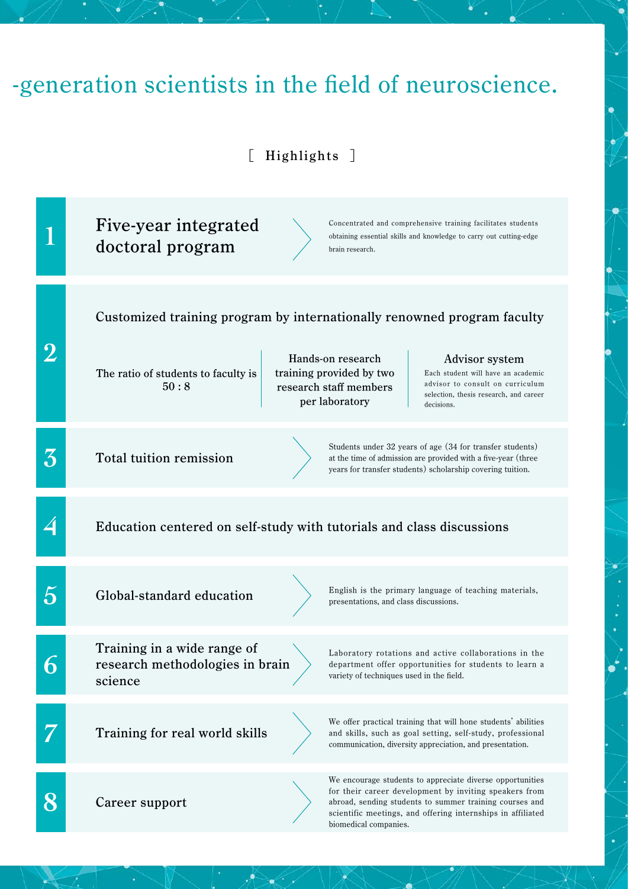-generation scientists in the field of neuroscience.

## [ Highlights ]

### 1 Five-year integrated doctoral program

Concentrated and comprehensive training facilitates students obtaining essential skills and knowledge to carry out cutting-edge brain research.

### 2 Customized training program by internationally renowned program faculty

The ratio of students to faculty is 50 : 8

Hands-on research training provided by two research staff members per laboratory

**Advisor system**
Each student will have an academic advisor to consult on curriculum selection, thesis research, and career decisions.

### 3 Total tuition remission

Students under 32 years of age (34 for transfer students) at the time of admission are provided with a five-year (three years for transfer students) scholarship covering tuition.

### 4 Education centered on self-study with tutorials and class discussions

### 5 Global-standard education

English is the primary language of teaching materials, presentations, and class discussions.

### 6 Training in a wide range of research methodologies in brain science

Laboratory rotations and active collaborations in the department offer opportunities for students to learn a variety of techniques used in the field.

### 7 Training for real world skills

We offer practical training that will hone students' abilities and skills, such as goal setting, self-study, professional communication, diversity appreciation, and presentation.

### 8 Career support

We encourage students to appreciate diverse opportunities for their career development by inviting speakers from abroad, sending students to summer training courses and scientific meetings, and offering internships in affiliated biomedical companies.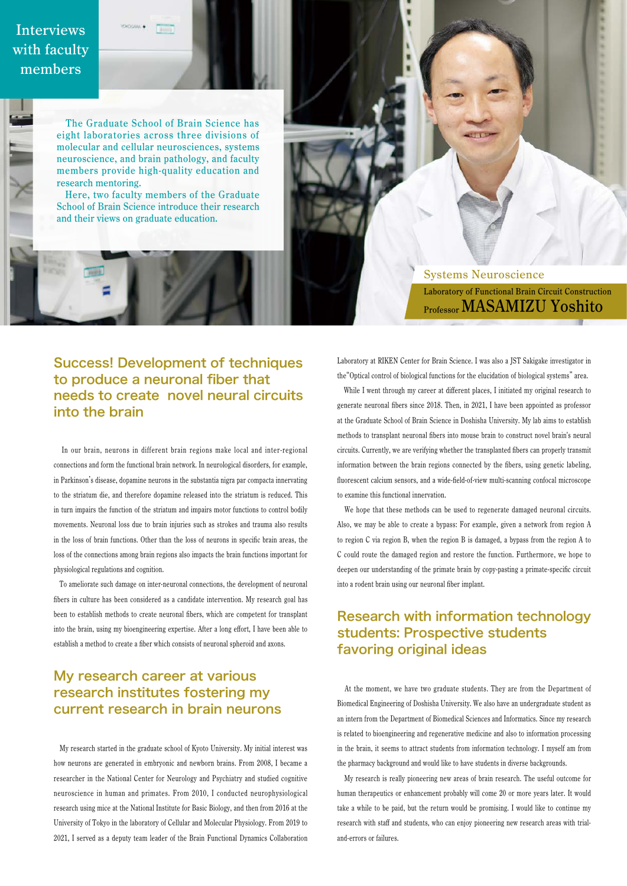# Interviews with faculty members

The Graduate School of Brain Science has eight laboratories across three divisions of molecular and cellular neurosciences, systems neuroscience, and brain pathology, and faculty members provide high-quality education and research mentoring.

Here, two faculty members of the Graduate School of Brain Science introduce their research and their views on graduate education.

Systems Neuroscience

Laboratory of Functional Brain Circuit Construction

Professor **MASAMIZU Yoshito**

## Success! Development of techniques to produce a neuronal fiber that needs to create novel neural circuits into the brain

In our brain, neurons in different brain regions make local and inter-regional connections and form the functional brain network. In neurological disorders, for example, in Parkinson's disease, dopamine neurons in the substantia nigra par compacta innervating to the striatum die, and therefore dopamine released into the striatum is reduced. This in turn impairs the function of the striatum and impairs motor functions to control bodily movements. Neuronal loss due to brain injuries such as strokes and trauma also results in the loss of brain functions. Other than the loss of neurons in specific brain areas, the loss of the connections among brain regions also impacts the brain functions important for physiological regulations and cognition.

To ameliorate such damage on inter-neuronal connections, the development of neuronal fibers in culture has been considered as a candidate intervention. My research goal has been to establish methods to create neuronal fibers, which are competent for transplant into the brain, using my bioengineering expertise. After a long effort, I have been able to establish a method to create a fiber which consists of neuronal spheroid and axons.

## My research career at various research institutes fostering my current research in brain neurons

My research started in the graduate school of Kyoto University. My initial interest was how neurons are generated in embryonic and newborn brains. From 2008, I became a researcher in the National Center for Neurology and Psychiatry and studied cognitive neuroscience in human and primates. From 2010, I conducted neurophysiological research using mice at the National Institute for Basic Biology, and then from 2016 at the University of Tokyo in the laboratory of Cellular and Molecular Physiology. From 2019 to 2021, I served as a deputy team leader of the Brain Functional Dynamics Collaboration Laboratory at RIKEN Center for Brain Science. I was also a JST Sakigake investigator in the"Optical control of biological functions for the elucidation of biological systems" area.

While I went through my career at different places, I initiated my original research to generate neuronal fibers since 2018. Then, in 2021, I have been appointed as professor at the Graduate School of Brain Science in Doshisha University. My lab aims to establish methods to transplant neuronal fibers into mouse brain to construct novel brain's neural circuits. Currently, we are verifying whether the transplanted fibers can properly transmit information between the brain regions connected by the fibers, using genetic labeling, fluorescent calcium sensors, and a wide-field-of-view multi-scanning confocal microscope to examine this functional innervation.

We hope that these methods can be used to regenerate damaged neuronal circuits. Also, we may be able to create a bypass: For example, given a network from region A to region C via region B, when the region B is damaged, a bypass from the region A to C could route the damaged region and restore the function. Furthermore, we hope to deepen our understanding of the primate brain by copy-pasting a primate-specific circuit into a rodent brain using our neuronal fiber implant.

## Research with information technology students: Prospective students favoring original ideas

At the moment, we have two graduate students. They are from the Department of Biomedical Engineering of Doshisha University. We also have an undergraduate student as an intern from the Department of Biomedical Sciences and Informatics. Since my research is related to bioengineering and regenerative medicine and also to information processing in the brain, it seems to attract students from information technology. I myself am from the pharmacy background and would like to have students in diverse backgrounds.

My research is really pioneering new areas of brain research. The useful outcome for human therapeutics or enhancement probably will come 20 or more years later. It would take a while to be paid, but the return would be promising. I would like to continue my research with staff and students, who can enjoy pioneering new research areas with trial-and-errors or failures.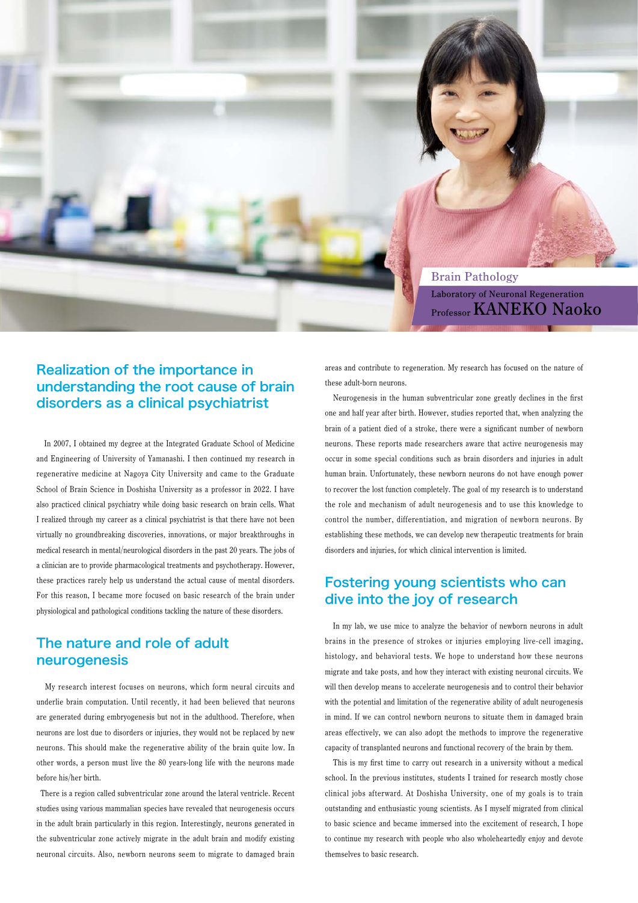Brain Pathology

Laboratory of Neuronal Regeneration

Professor **KANEKO Naoko**

## Realization of the importance in understanding the root cause of brain disorders as a clinical psychiatrist

In 2007, I obtained my degree at the Integrated Graduate School of Medicine and Engineering of University of Yamanashi. I then continued my research in regenerative medicine at Nagoya City University and came to the Graduate School of Brain Science in Doshisha University as a professor in 2022. I have also practiced clinical psychiatry while doing basic research on brain cells. What I realized through my career as a clinical psychiatrist is that there have not been virtually no groundbreaking discoveries, innovations, or major breakthroughs in medical research in mental/neurological disorders in the past 20 years. The jobs of a clinician are to provide pharmacological treatments and psychotherapy. However, these practices rarely help us understand the actual cause of mental disorders. For this reason, I became more focused on basic research of the brain under physiological and pathological conditions tackling the nature of these disorders.

## The nature and role of adult neurogenesis

My research interest focuses on neurons, which form neural circuits and underlie brain computation. Until recently, it had been believed that neurons are generated during embryogenesis but not in the adulthood. Therefore, when neurons are lost due to disorders or injuries, they would not be replaced by new neurons. This should make the regenerative ability of the brain quite low. In other words, a person must live the 80 years-long life with the neurons made before his/her birth.

There is a region called subventricular zone around the lateral ventricle. Recent studies using various mammalian species have revealed that neurogenesis occurs in the adult brain particularly in this region. Interestingly, neurons generated in the subventricular zone actively migrate in the adult brain and modify existing neuronal circuits. Also, newborn neurons seem to migrate to damaged brain areas and contribute to regeneration. My research has focused on the nature of these adult-born neurons.

Neurogenesis in the human subventricular zone greatly declines in the first one and half year after birth. However, studies reported that, when analyzing the brain of a patient died of a stroke, there were a significant number of newborn neurons. These reports made researchers aware that active neurogenesis may occur in some special conditions such as brain disorders and injuries in adult human brain. Unfortunately, these newborn neurons do not have enough power to recover the lost function completely. The goal of my research is to understand the role and mechanism of adult neurogenesis and to use this knowledge to control the number, differentiation, and migration of newborn neurons. By establishing these methods, we can develop new therapeutic treatments for brain disorders and injuries, for which clinical intervention is limited.

## Fostering young scientists who can dive into the joy of research

In my lab, we use mice to analyze the behavior of newborn neurons in adult brains in the presence of strokes or injuries employing live-cell imaging, histology, and behavioral tests. We hope to understand how these neurons migrate and take posts, and how they interact with existing neuronal circuits. We will then develop means to accelerate neurogenesis and to control their behavior with the potential and limitation of the regenerative ability of adult neurogenesis in mind. If we can control newborn neurons to situate them in damaged brain areas effectively, we can also adopt the methods to improve the regenerative capacity of transplanted neurons and functional recovery of the brain by them.

This is my first time to carry out research in a university without a medical school. In the previous institutes, students I trained for research mostly chose clinical jobs afterward. At Doshisha University, one of my goals is to train outstanding and enthusiastic young scientists. As I myself migrated from clinical to basic science and became immersed into the excitement of research, I hope to continue my research with people who also wholeheartedly enjoy and devote themselves to basic research.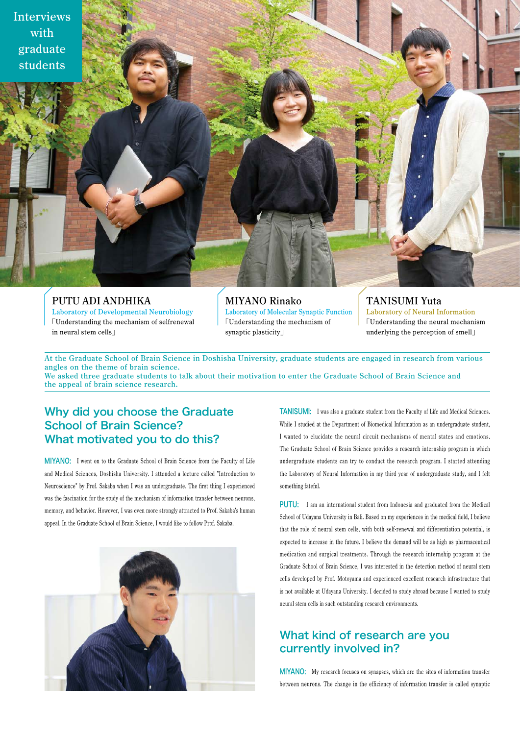# Interviews with graduate students

**PUTU ADI ANDHIKA**
Laboratory of Developmental Neurobiology
「Understanding the mechanism of selfrenewal in neural stem cells」

**MIYANO Rinako**
Laboratory of Molecular Synaptic Function
「Understanding the mechanism of synaptic plasticity」

**TANISUMI Yuta**
Laboratory of Neural Information
「Understanding the neural mechanism underlying the perception of smell」

At the Graduate School of Brain Science in Doshisha University, graduate students are engaged in research from various angles on the theme of brain science.
We asked three graduate students to talk about their motivation to enter the Graduate School of Brain Science and the appeal of brain science research.

## Why did you choose the Graduate School of Brain Science? What motivated you to do this?

**MIYANO:** I went on to the Graduate School of Brain Science from the Faculty of Life and Medical Sciences, Doshisha University. I attended a lecture called "Introduction to Neuroscience" by Prof. Sakaba when I was an undergraduate. The first thing I experienced was the fascination for the study of the mechanism of information transfer between neurons, memory, and behavior. However, I was even more strongly attracted to Prof. Sakaba's human appeal. In the Graduate School of Brain Science, I would like to follow Prof. Sakaba.

**TANISUMI:** I was also a graduate student from the Faculty of Life and Medical Sciences. While I studied at the Department of Biomedical Information as an undergraduate student, I wanted to elucidate the neural circuit mechanisms of mental states and emotions. The Graduate School of Brain Science provides a research internship program in which undergraduate students can try to conduct the research program. I started attending the Laboratory of Neural Information in my third year of undergraduate study, and I felt something fateful.

**PUTU:** I am an international student from Indonesia and graduated from the Medical School of Udayana University in Bali. Based on my experiences in the medical field, I believe that the role of neural stem cells, with both self-renewal and differentiation potential, is expected to increase in the future. I believe the demand will be as high as pharmaceutical medication and surgical treatments. Through the research internship program at the Graduate School of Brain Science, I was interested in the detection method of neural stem cells developed by Prof. Motoyama and experienced excellent research infrastructure that is not available at Udayana University. I decided to study abroad because I wanted to study neural stem cells in such outstanding research environments.

## What kind of research are you currently involved in?

**MIYANO:** My research focuses on synapses, which are the sites of information transfer between neurons. The change in the efficiency of information transfer is called synaptic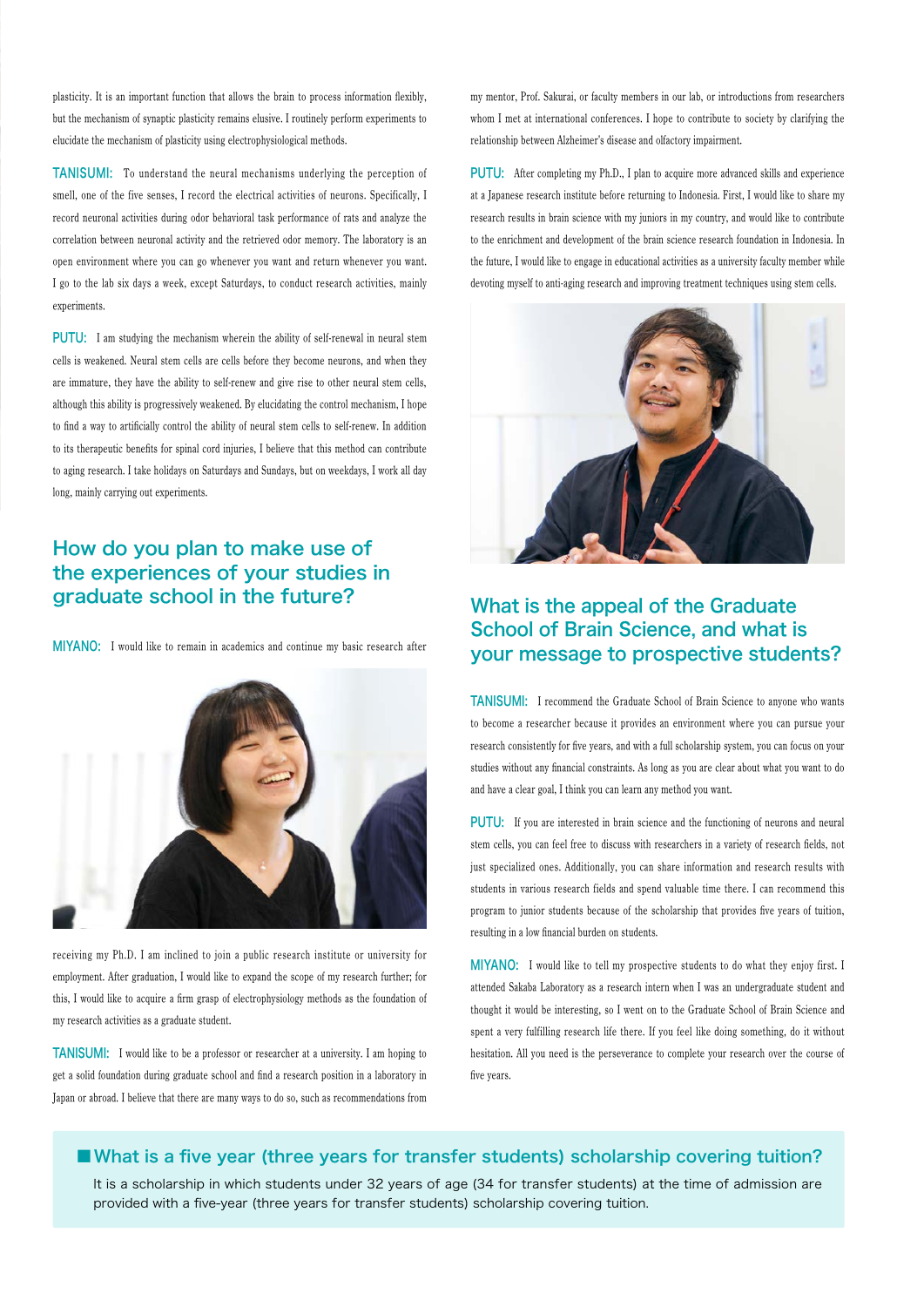plasticity. It is an important function that allows the brain to process information flexibly, but the mechanism of synaptic plasticity remains elusive. I routinely perform experiments to elucidate the mechanism of plasticity using electrophysiological methods.

**TANISUMI:** To understand the neural mechanisms underlying the perception of smell, one of the five senses, I record the electrical activities of neurons. Specifically, I record neuronal activities during odor behavioral task performance of rats and analyze the correlation between neuronal activity and the retrieved odor memory. The laboratory is an open environment where you can go whenever you want and return whenever you want. I go to the lab six days a week, except Saturdays, to conduct research activities, mainly experiments.

**PUTU:** I am studying the mechanism wherein the ability of self-renewal in neural stem cells is weakened. Neural stem cells are cells before they become neurons, and when they are immature, they have the ability to self-renew and give rise to other neural stem cells, although this ability is progressively weakened. By elucidating the control mechanism, I hope to find a way to artificially control the ability of neural stem cells to self-renew. In addition to its therapeutic benefits for spinal cord injuries, I believe that this method can contribute to aging research. I take holidays on Saturdays and Sundays, but on weekdays, I work all day long, mainly carrying out experiments.

## How do you plan to make use of the experiences of your studies in graduate school in the future?

**MIYANO:** I would like to remain in academics and continue my basic research after receiving my Ph.D. I am inclined to join a public research institute or university for employment. After graduation, I would like to expand the scope of my research further; for this, I would like to acquire a firm grasp of electrophysiology methods as the foundation of my research activities as a graduate student.

**TANISUMI:** I would like to be a professor or researcher at a university. I am hoping to get a solid foundation during graduate school and find a research position in a laboratory in Japan or abroad. I believe that there are many ways to do so, such as recommendations from my mentor, Prof. Sakurai, or faculty members in our lab, or introductions from researchers whom I met at international conferences. I hope to contribute to society by clarifying the relationship between Alzheimer's disease and olfactory impairment.

**PUTU:** After completing my Ph.D., I plan to acquire more advanced skills and experience at a Japanese research institute before returning to Indonesia. First, I would like to share my research results in brain science with my juniors in my country, and would like to contribute to the enrichment and development of the brain science research foundation in Indonesia. In the future, I would like to engage in educational activities as a university faculty member while devoting myself to anti-aging research and improving treatment techniques using stem cells.

## What is the appeal of the Graduate School of Brain Science, and what is your message to prospective students?

**TANISUMI:** I recommend the Graduate School of Brain Science to anyone who wants to become a researcher because it provides an environment where you can pursue your research consistently for five years, and with a full scholarship system, you can focus on your studies without any financial constraints. As long as you are clear about what you want to do and have a clear goal, I think you can learn any method you want.

**PUTU:** If you are interested in brain science and the functioning of neurons and neural stem cells, you can feel free to discuss with researchers in a variety of research fields, not just specialized ones. Additionally, you can share information and research results with students in various research fields and spend valuable time there. I can recommend this program to junior students because of the scholarship that provides five years of tuition, resulting in a low financial burden on students.

**MIYANO:** I would like to tell my prospective students to do what they enjoy first. I attended Sakaba Laboratory as a research intern when I was an undergraduate student and thought it would be interesting, so I went on to the Graduate School of Brain Science and spent a very fulfilling research life there. If you feel like doing something, do it without hesitation. All you need is the perseverance to complete your research over the course of five years.

### ■ What is a five year (three years for transfer students) scholarship covering tuition?

It is a scholarship in which students under 32 years of age (34 for transfer students) at the time of admission are provided with a five-year (three years for transfer students) scholarship covering tuition.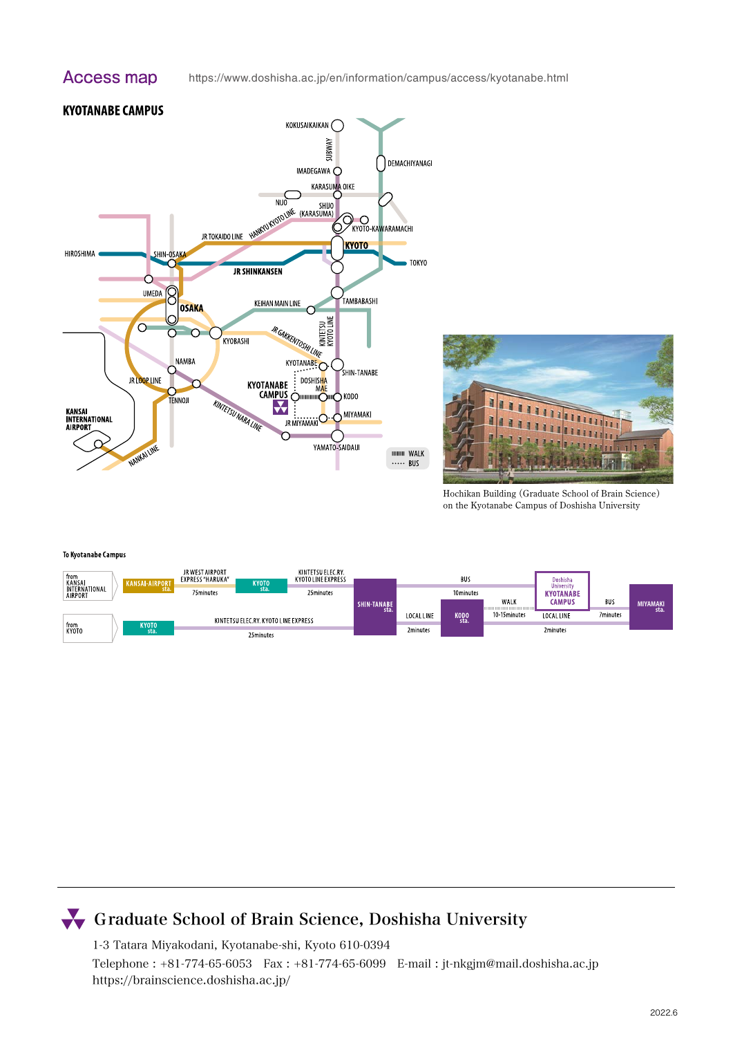# Access map

https://www.doshisha.ac.jp/en/information/campus/access/kyotanabe.html

## KYOTANABE CAMPUS

KOKUSAIKAIKAN
SUBWAY
IMADEGAWA
DEMACHIYANAGI
KARASUMA OIKE
NIJO
SHIJO (KARASUMA)
HANKYU KYOTO LINE
KYOTO-KAWARAMACHI
JR TOKAIDO LINE
KYOTO
HIROSHIMA
SHIN-OSAKA
JR SHINKANSEN
TOKYO
UMEDA
OSAKA
KEIHAN MAIN LINE
TAMBABASHI
KYOBASHI
JR GAKKENTOSHI LINE
KINTETSU KYOTO LINE
NAMBA
KYOTANABE
SHIN-TANABE
JR LOOP LINE
KYOTANABE CAMPUS
DOSHISHA MAE
KODO
TENNOJI
KINTETSU NARA LINE
JR MIYAMAKI
MIYAMAKI
KANSAI INTERNATIONAL AIRPORT
YAMATO-SAIDAIJI
NANKAI LINE
WALK
BUS

Hochikan Building (Graduate School of Brain Science) on the Kyotanabe Campus of Doshisha University

**To Kyotanabe Campus**

from KANSAI INTERNATIONAL AIRPORT → KANSAI-AIRPORT sta. → JR WEST AIRPORT EXPRESS "HARUKA" 75minutes → KYOTO sta. → KINTETSU ELEC.RY. KYOTO LINE EXPRESS 25minutes → SHIN-TANABE sta.

from KYOTO → KYOTO sta. → KINTETSU ELEC.RY. KYOTO LINE EXPRESS 25minutes → SHIN-TANABE sta.

SHIN-TANABE sta. → BUS 10minutes → Doshisha University KYOTANABE CAMPUS

SHIN-TANABE sta. → LOCAL LINE 2minutes → KODO sta. → WALK 10-15minutes → Doshisha University KYOTANABE CAMPUS

KODO sta. → LOCAL LINE 2minutes → MIYAMAKI sta. → BUS 7minutes → Doshisha University KYOTANABE CAMPUS

---

## Graduate School of Brain Science, Doshisha University

1-3 Tatara Miyakodani, Kyotanabe-shi, Kyoto 610-0394
Telephone : +81-774-65-6053　Fax : +81-774-65-6099　E-mail : jt-nkgjm@mail.doshisha.ac.jp
https://brainscience.doshisha.ac.jp/

2022.6